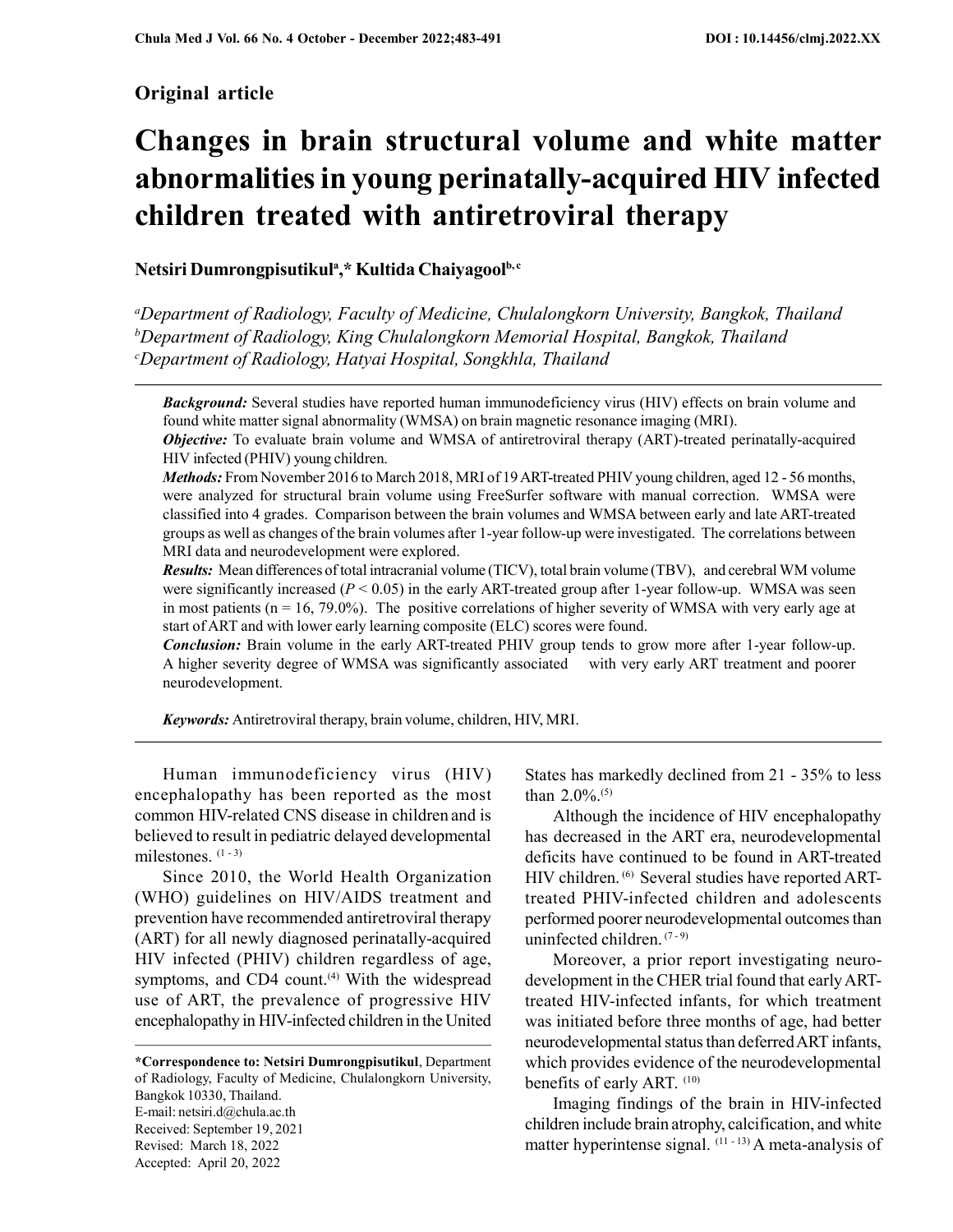## Original article

# Changes in brain structural volume and white matter abnormalities in young perinatally-acquired HIV infected children treated with antiretroviral therapy

**Netsiri Dumrongpisutikul[a],\* Kultida Chaiyagool[b, c]**

[a]*Department of Radiology, Faculty of Medicine, Chulalongkorn University, Bangkok, Thailand*
[b]*Department of Radiology, King Chulalongkorn Memorial Hospital, Bangkok, Thailand*
[c]*Department of Radiology, Hatyai Hospital, Songkhla, Thailand*

---

***Background:*** Several studies have reported human immunodeficiency virus (HIV) effects on brain volume and found white matter signal abnormality (WMSA) on brain magnetic resonance imaging (MRI).

***Objective:*** To evaluate brain volume and WMSA of antiretroviral therapy (ART)-treated perinatally-acquired HIV infected (PHIV) young children.

***Methods:*** From November 2016 to March 2018, MRI of 19 ART-treated PHIV young children, aged 12 - 56 months, were analyzed for structural brain volume using FreeSurfer software with manual correction. WMSA were classified into 4 grades. Comparison between the brain volumes and WMSA between early and late ART-treated groups as well as changes of the brain volumes after 1-year follow-up were investigated. The correlations between MRI data and neurodevelopment were explored.

***Results:*** Mean differences of total intracranial volume (TICV), total brain volume (TBV), and cerebral WM volume were significantly increased ($P < 0.05$) in the early ART-treated group after 1-year follow-up. WMSA was seen in most patients (n = 16, 79.0%). The positive correlations of higher severity of WMSA with very early age at start of ART and with lower early learning composite (ELC) scores were found.

***Conclusion:*** Brain volume in the early ART-treated PHIV group tends to grow more after 1-year follow-up. A higher severity degree of WMSA was significantly associated with very early ART treatment and poorer neurodevelopment.

***Keywords:*** Antiretroviral therapy, brain volume, children, HIV, MRI.

---

Human immunodeficiency virus (HIV) encephalopathy has been reported as the most common HIV-related CNS disease in children and is believed to result in pediatric delayed developmental milestones. [1 - 3]

Since 2010, the World Health Organization (WHO) guidelines on HIV/AIDS treatment and prevention have recommended antiretroviral therapy (ART) for all newly diagnosed perinatally-acquired HIV infected (PHIV) children regardless of age, symptoms, and CD4 count.[4] With the widespread use of ART, the prevalence of progressive HIV encephalopathy in HIV-infected children in the United States has markedly declined from 21 - 35% to less than 2.0%.[5]

Although the incidence of HIV encephalopathy has decreased in the ART era, neurodevelopmental deficits have continued to be found in ART-treated HIV children. [6] Several studies have reported ART-treated PHIV-infected children and adolescents performed poorer neurodevelopmental outcomes than uninfected children. [7 - 9]

Moreover, a prior report investigating neurodevelopment in the CHER trial found that early ART-treated HIV-infected infants, for which treatment was initiated before three months of age, had better neurodevelopmental status than deferred ART infants, which provides evidence of the neurodevelopmental benefits of early ART. [10]

Imaging findings of the brain in HIV-infected children include brain atrophy, calcification, and white matter hyperintense signal. [11 - 13] A meta-analysis of

---

**\*Correspondence to: Netsiri Dumrongpisutikul**, Department of Radiology, Faculty of Medicine, Chulalongkorn University, Bangkok 10330, Thailand.
E-mail: netsiri.d@chula.ac.th
Received: September 19, 2021
Revised: March 18, 2022
Accepted: April 20, 2022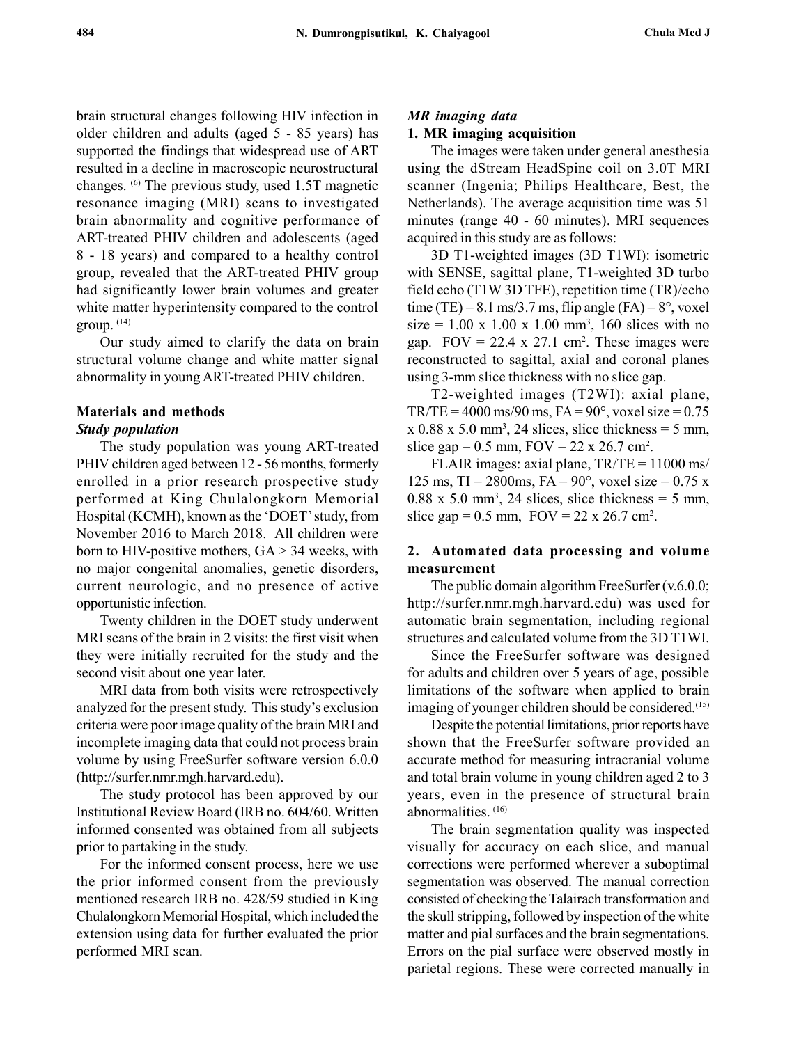brain structural changes following HIV infection in older children and adults (aged 5 - 85 years) has supported the findings that widespread use of ART resulted in a decline in macroscopic neurostructural changes. [6] The previous study, used 1.5T magnetic resonance imaging (MRI) scans to investigated brain abnormality and cognitive performance of ART-treated PHIV children and adolescents (aged 8 - 18 years) and compared to a healthy control group, revealed that the ART-treated PHIV group had significantly lower brain volumes and greater white matter hyperintensity compared to the control group. [14]

Our study aimed to clarify the data on brain structural volume change and white matter signal abnormality in young ART-treated PHIV children.

## Materials and methods

### *Study population*

The study population was young ART-treated PHIV children aged between 12 - 56 months, formerly enrolled in a prior research prospective study performed at King Chulalongkorn Memorial Hospital (KCMH), known as the 'DOET' study, from November 2016 to March 2018. All children were born to HIV-positive mothers, GA > 34 weeks, with no major congenital anomalies, genetic disorders, current neurologic, and no presence of active opportunistic infection.

Twenty children in the DOET study underwent MRI scans of the brain in 2 visits: the first visit when they were initially recruited for the study and the second visit about one year later.

MRI data from both visits were retrospectively analyzed for the present study. This study's exclusion criteria were poor image quality of the brain MRI and incomplete imaging data that could not process brain volume by using FreeSurfer software version 6.0.0 (http://surfer.nmr.mgh.harvard.edu).

The study protocol has been approved by our Institutional Review Board (IRB no. 604/60. Written informed consented was obtained from all subjects prior to partaking in the study.

For the informed consent process, here we use the prior informed consent from the previously mentioned research IRB no. 428/59 studied in King Chulalongkorn Memorial Hospital, which included the extension using data for further evaluated the prior performed MRI scan.

### *MR imaging data*

#### 1. MR imaging acquisition

The images were taken under general anesthesia using the dStream HeadSpine coil on 3.0T MRI scanner (Ingenia; Philips Healthcare, Best, the Netherlands). The average acquisition time was 51 minutes (range 40 - 60 minutes). MRI sequences acquired in this study are as follows:

3D T1-weighted images (3D T1WI): isometric with SENSE, sagittal plane, T1-weighted 3D turbo field echo (T1W 3D TFE), repetition time (TR)/echo time (TE) = 8.1 ms/3.7 ms, flip angle (FA) = 8°, voxel size = 1.00 x 1.00 x 1.00 $mm^3$, 160 slices with no gap. FOV = 22.4 x 27.1 $cm^2$. These images were reconstructed to sagittal, axial and coronal planes using 3-mm slice thickness with no slice gap.

T2-weighted images (T2WI): axial plane, TR/TE = 4000 ms/90 ms, FA = 90°, voxel size = 0.75 x 0.88 x 5.0 $mm^3$, 24 slices, slice thickness = 5 mm, slice gap = 0.5 mm, FOV = 22 x 26.7 $cm^2$.

FLAIR images: axial plane, TR/TE = 11000 ms/125 ms, TI = 2800ms, FA = 90°, voxel size = 0.75 x 0.88 x 5.0 $mm^3$, 24 slices, slice thickness = 5 mm, slice gap = 0.5 mm, FOV = 22 x 26.7 $cm^2$.

#### 2. Automated data processing and volume measurement

The public domain algorithm FreeSurfer (v.6.0.0; http://surfer.nmr.mgh.harvard.edu) was used for automatic brain segmentation, including regional structures and calculated volume from the 3D T1WI.

Since the FreeSurfer software was designed for adults and children over 5 years of age, possible limitations of the software when applied to brain imaging of younger children should be considered.[15]

Despite the potential limitations, prior reports have shown that the FreeSurfer software provided an accurate method for measuring intracranial volume and total brain volume in young children aged 2 to 3 years, even in the presence of structural brain abnormalities. [16]

The brain segmentation quality was inspected visually for accuracy on each slice, and manual corrections were performed wherever a suboptimal segmentation was observed. The manual correction consisted of checking the Talairach transformation and the skull stripping, followed by inspection of the white matter and pial surfaces and the brain segmentations. Errors on the pial surface were observed mostly in parietal regions. These were corrected manually in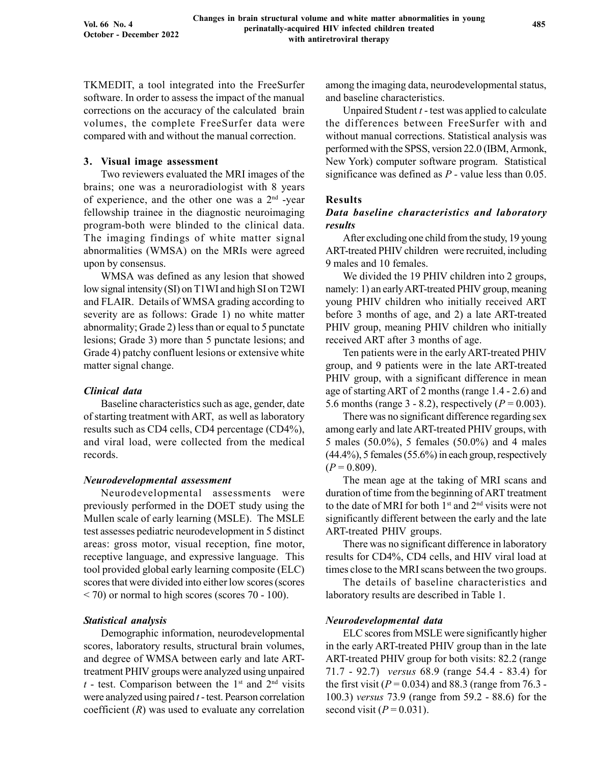TKMEDIT, a tool integrated into the FreeSurfer software. In order to assess the impact of the manual corrections on the accuracy of the calculated brain volumes, the complete FreeSurfer data were compared with and without the manual correction.

### 3. Visual image assessment

Two reviewers evaluated the MRI images of the brains; one was a neuroradiologist with 8 years of experience, and the other one was a 2nd -year fellowship trainee in the diagnostic neuroimaging program-both were blinded to the clinical data. The imaging findings of white matter signal abnormalities (WMSA) on the MRIs were agreed upon by consensus.

WMSA was defined as any lesion that showed low signal intensity (SI) on T1WI and high SI on T2WI and FLAIR. Details of WMSA grading according to severity are as follows: Grade 1) no white matter abnormality; Grade 2) less than or equal to 5 punctate lesions; Grade 3) more than 5 punctate lesions; and Grade 4) patchy confluent lesions or extensive white matter signal change.

### *Clinical data*

Baseline characteristics such as age, gender, date of starting treatment with ART, as well as laboratory results such as CD4 cells, CD4 percentage (CD4%), and viral load, were collected from the medical records.

### *Neurodevelopmental assessment*

Neurodevelopmental assessments were previously performed in the DOET study using the Mullen scale of early learning (MSLE). The MSLE test assesses pediatric neurodevelopment in 5 distinct areas: gross motor, visual reception, fine motor, receptive language, and expressive language. This tool provided global early learning composite (ELC) scores that were divided into either low scores (scores < 70) or normal to high scores (scores 70 - 100).

### *Statistical analysis*

Demographic information, neurodevelopmental scores, laboratory results, structural brain volumes, and degree of WMSA between early and late ART-treatment PHIV groups were analyzed using unpaired $t$ - test. Comparison between the 1st and 2nd visits were analyzed using paired $t$ - test. Pearson correlation coefficient ($R$) was used to evaluate any correlation among the imaging data, neurodevelopmental status, and baseline characteristics.

Unpaired Student $t$ - test was applied to calculate the differences between FreeSurfer with and without manual corrections. Statistical analysis was performed with the SPSS, version 22.0 (IBM, Armonk, New York) computer software program. Statistical significance was defined as $P$ - value less than 0.05.

## Results

### *Data baseline characteristics and laboratory results*

After excluding one child from the study, 19 young ART-treated PHIV children were recruited, including 9 males and 10 females.

We divided the 19 PHIV children into 2 groups, namely: 1) an early ART-treated PHIV group, meaning young PHIV children who initially received ART before 3 months of age, and 2) a late ART-treated PHIV group, meaning PHIV children who initially received ART after 3 months of age.

Ten patients were in the early ART-treated PHIV group, and 9 patients were in the late ART-treated PHIV group, with a significant difference in mean age of starting ART of 2 months (range 1.4 - 2.6) and 5.6 months (range 3 - 8.2), respectively ($P = 0.003$).

There was no significant difference regarding sex among early and late ART-treated PHIV groups, with 5 males (50.0%), 5 females (50.0%) and 4 males (44.4%), 5 females (55.6%) in each group, respectively ($P = 0.809$).

The mean age at the taking of MRI scans and duration of time from the beginning of ART treatment to the date of MRI for both 1st and 2nd visits were not significantly different between the early and the late ART-treated PHIV groups.

There was no significant difference in laboratory results for CD4%, CD4 cells, and HIV viral load at times close to the MRI scans between the two groups.

The details of baseline characteristics and laboratory results are described in Table 1.

### *Neurodevelopmental data*

ELC scores from MSLE were significantly higher in the early ART-treated PHIV group than in the late ART-treated PHIV group for both visits: 82.2 (range 71.7 - 92.7) *versus* 68.9 (range 54.4 - 83.4) for the first visit ($P = 0.034$) and 88.3 (range from 76.3 - 100.3) *versus* 73.9 (range from 59.2 - 88.6) for the second visit ($P = 0.031$).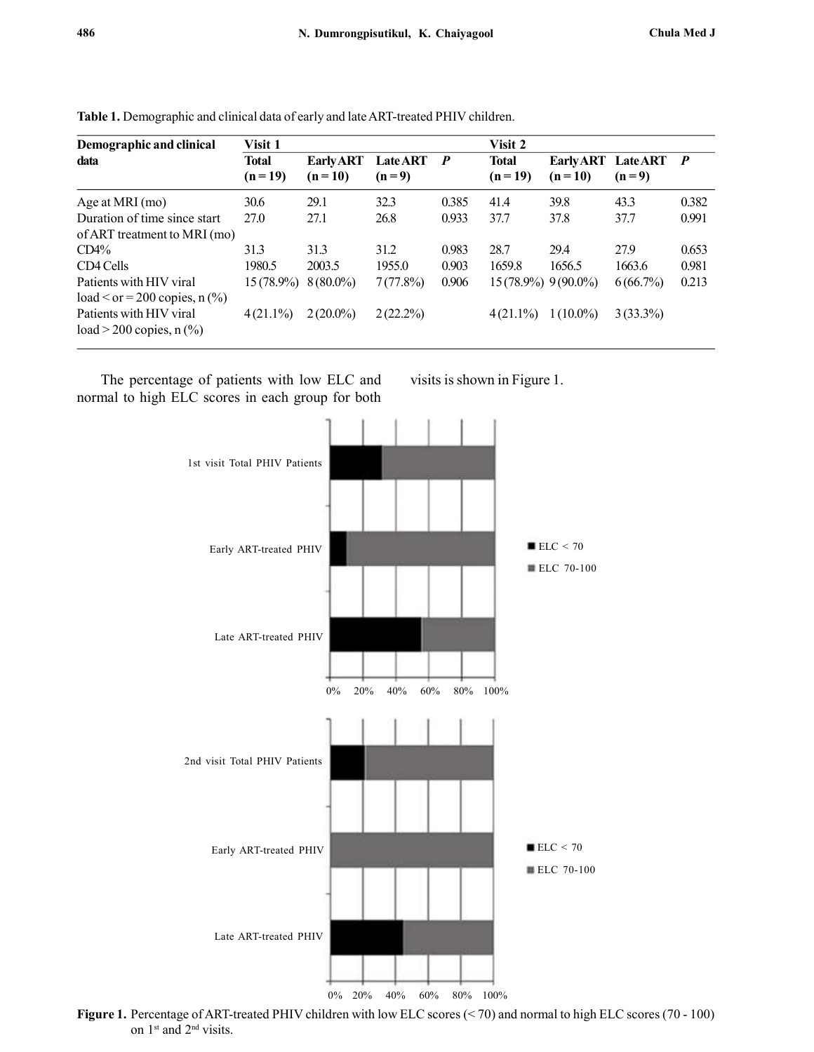**Table 1.** Demographic and clinical data of early and late ART-treated PHIV children.

| Demographic and clinical data | Visit 1 | | | | Visit 2 | | | |
|---|---|---|---|---|---|---|---|---|
| | Total (n = 19) | Early ART (n = 10) | Late ART (n = 9) | *P* | Total (n = 19) | Early ART (n = 10) | Late ART (n = 9) | *P* |
| Age at MRI (mo) | 30.6 | 29.1 | 32.3 | 0.385 | 41.4 | 39.8 | 43.3 | 0.382 |
| Duration of time since start of ART treatment to MRI (mo) | 27.0 | 27.1 | 26.8 | 0.933 | 37.7 | 37.8 | 37.7 | 0.991 |
| CD4% | 31.3 | 31.3 | 31.2 | 0.983 | 28.7 | 29.4 | 27.9 | 0.653 |
| CD4 Cells | 1980.5 | 2003.5 | 1955.0 | 0.903 | 1659.8 | 1656.5 | 1663.6 | 0.981 |
| Patients with HIV viral load < or = 200 copies, n (%) | 15 (78.9%) | 8 (80.0%) | 7 (77.8%) | 0.906 | 15 (78.9%) | 9 (90.0%) | 6 (66.7%) | 0.213 |
| Patients with HIV viral load > 200 copies, n (%) | 4 (21.1%) | 2 (20.0%) | 2 (22.2%) | | 4 (21.1%) | 1 (10.0%) | 3 (33.3%) | |

The percentage of patients with low ELC and normal to high ELC scores in each group for both visits is shown in Figure 1.

**Figure 1.** Percentage of ART-treated PHIV children with low ELC scores (< 70) and normal to high ELC scores (70 - 100) on 1st and 2nd visits.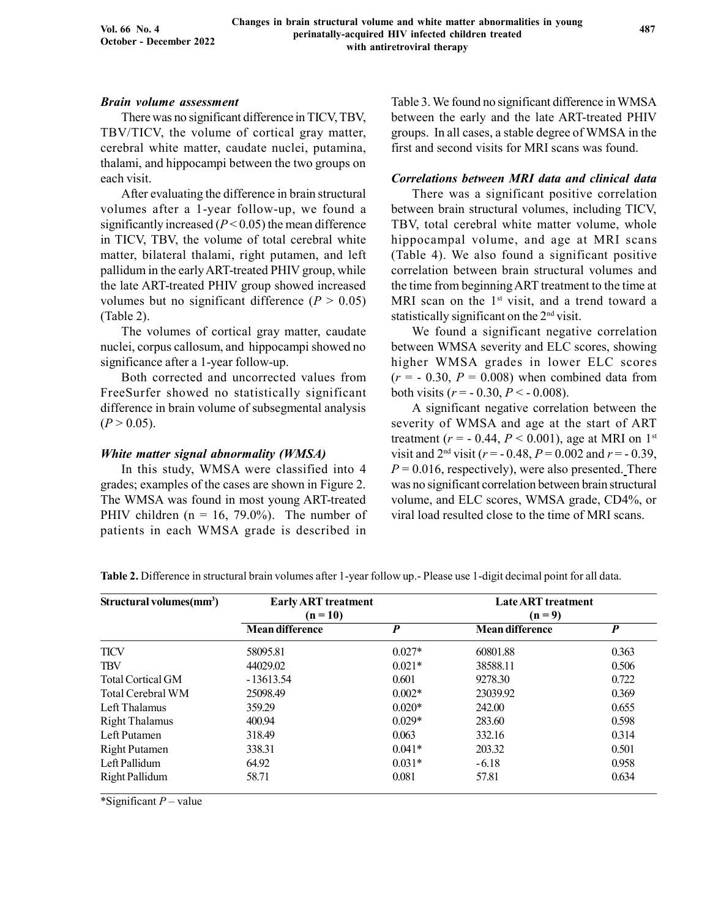### *Brain volume assessment*

There was no significant difference in TICV, TBV, TBV/TICV, the volume of cortical gray matter, cerebral white matter, caudate nuclei, putamina, thalami, and hippocampi between the two groups on each visit.

After evaluating the difference in brain structural volumes after a 1-year follow-up, we found a significantly increased ($P < 0.05$) the mean difference in TICV, TBV, the volume of total cerebral white matter, bilateral thalami, right putamen, and left pallidum in the early ART-treated PHIV group, while the late ART-treated PHIV group showed increased volumes but no significant difference ($P > 0.05$) (Table 2).

The volumes of cortical gray matter, caudate nuclei, corpus callosum, and hippocampi showed no significance after a 1-year follow-up.

Both corrected and uncorrected values from FreeSurfer showed no statistically significant difference in brain volume of subsegmental analysis ($P > 0.05$).

### *White matter signal abnormality (WMSA)*

In this study, WMSA were classified into 4 grades; examples of the cases are shown in Figure 2. The WMSA was found in most young ART-treated PHIV children (n = 16, 79.0%). The number of patients in each WMSA grade is described in Table 3. We found no significant difference in WMSA between the early and the late ART-treated PHIV groups. In all cases, a stable degree of WMSA in the first and second visits for MRI scans was found.

### *Correlations between MRI data and clinical data*

There was a significant positive correlation between brain structural volumes, including TICV, TBV, total cerebral white matter volume, whole hippocampal volume, and age at MRI scans (Table 4). We also found a significant positive correlation between brain structural volumes and the time from beginning ART treatment to the time at MRI scan on the 1st visit, and a trend toward a statistically significant on the 2nd visit.

We found a significant negative correlation between WMSA severity and ELC scores, showing higher WMSA grades in lower ELC scores ($r = -0.30$, $P = 0.008$) when combined data from both visits ($r = -0.30$, $P < -0.008$).

A significant negative correlation between the severity of WMSA and age at the start of ART treatment ($r = -0.44$, $P < 0.001$), age at MRI on 1st visit and 2nd visit ($r = -0.48$, $P = 0.002$ and $r = -0.39$, $P = 0.016$, respectively), were also presented. There was no significant correlation between brain structural volume, and ELC scores, WMSA grade, CD4%, or viral load resulted close to the time of MRI scans.

**Table 2.** Difference in structural brain volumes after 1-year follow up.- Please use 1-digit decimal point for all data.

| Structural volumes(mm$^3$) | Early ART treatment (n = 10) | | Late ART treatment (n = 9) | |
|---|---|---|---|---|
| | **Mean difference** | ***P*** | **Mean difference** | ***P*** |
| TICV | 58095.81 | 0.027* | 60801.88 | 0.363 |
| TBV | 44029.02 | 0.021* | 38588.11 | 0.506 |
| Total Cortical GM | - 13613.54 | 0.601 | 9278.30 | 0.722 |
| Total Cerebral WM | 25098.49 | 0.002* | 23039.92 | 0.369 |
| Left Thalamus | 359.29 | 0.020* | 242.00 | 0.655 |
| Right Thalamus | 400.94 | 0.029* | 283.60 | 0.598 |
| Left Putamen | 318.49 | 0.063 | 332.16 | 0.314 |
| Right Putamen | 338.31 | 0.041* | 203.32 | 0.501 |
| Left Pallidum | 64.92 | 0.031* | - 6.18 | 0.958 |
| Right Pallidum | 58.71 | 0.081 | 57.81 | 0.634 |

*Significant *P* – value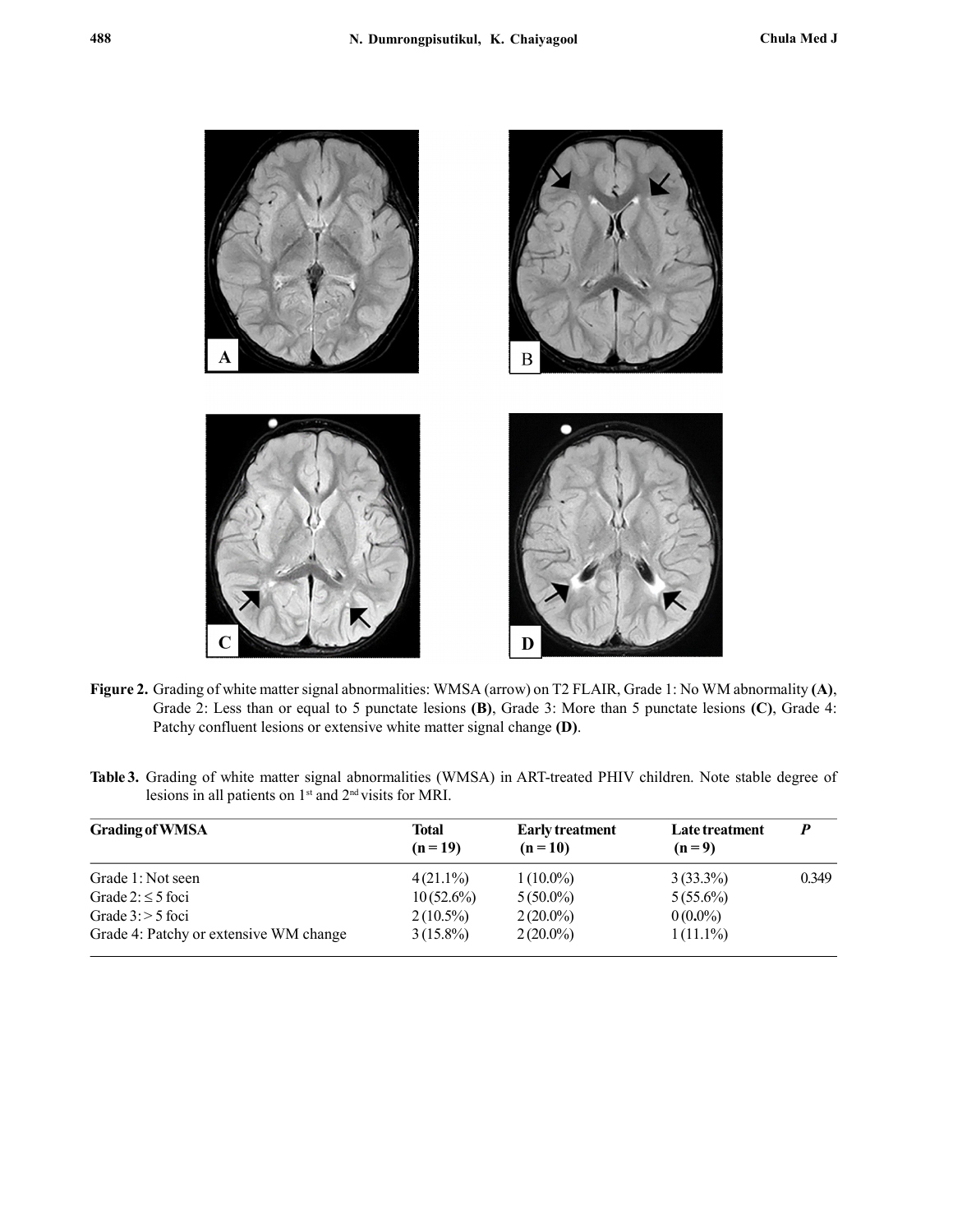**Figure 2.** Grading of white matter signal abnormalities: WMSA (arrow) on T2 FLAIR, Grade 1: No WM abnormality **(A)**, Grade 2: Less than or equal to 5 punctate lesions **(B)**, Grade 3: More than 5 punctate lesions **(C)**, Grade 4: Patchy confluent lesions or extensive white matter signal change **(D)**.

**Table 3.** Grading of white matter signal abnormalities (WMSA) in ART-treated PHIV children. Note stable degree of lesions in all patients on 1st and 2nd visits for MRI.

| Grading of WMSA | Total (n = 19) | Early treatment (n = 10) | Late treatment (n = 9) | *P* |
|---|---|---|---|---|
| Grade 1: Not seen | 4 (21.1%) | 1 (10.0%) | 3 (33.3%) | 0.349 |
| Grade 2: ≤ 5 foci | 10 (52.6%) | 5 (50.0%) | 5 (55.6%) | |
| Grade 3: > 5 foci | 2 (10.5%) | 2 (20.0%) | 0 (0.0%) | |
| Grade 4: Patchy or extensive WM change | 3 (15.8%) | 2 (20.0%) | 1 (11.1%) | |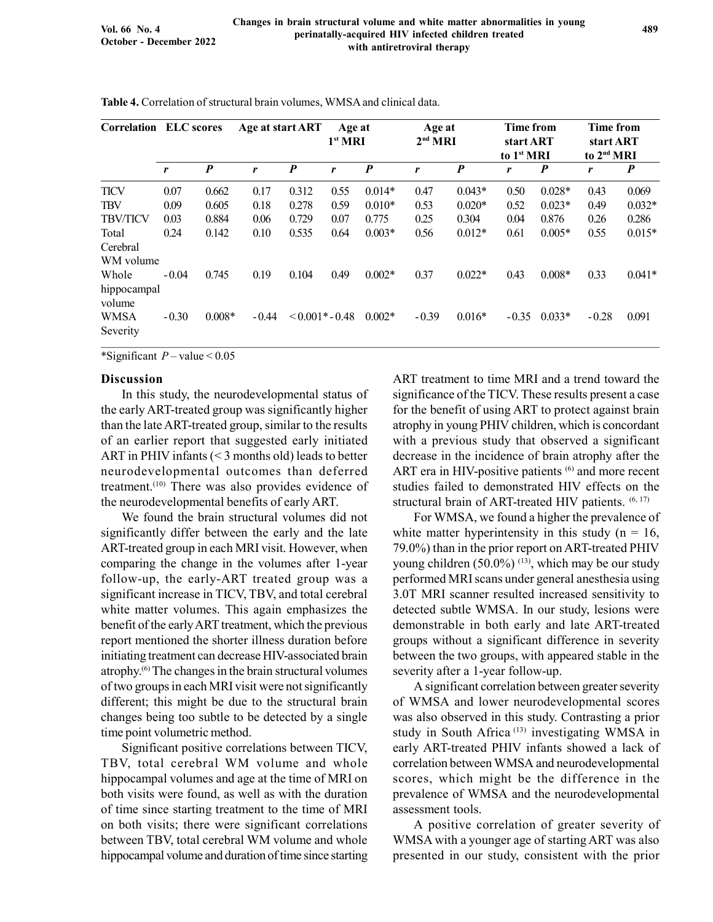**Table 4.** Correlation of structural brain volumes, WMSA and clinical data.

| Correlation | ELC scores | | Age at start ART | | Age at 1[st] MRI | | Age at 2[nd] MRI | | Time from start ART to 1[st] MRI | | Time from start ART to 2[nd] MRI | |
|---|---|---|---|---|---|---|---|---|---|---|---|---|
| | *r* | *P* | *r* | *P* | *r* | *P* | *r* | *P* | *r* | *P* | *r* | *P* |
| TICV | 0.07 | 0.662 | 0.17 | 0.312 | 0.55 | 0.014* | 0.47 | 0.043* | 0.50 | 0.028* | 0.43 | 0.069 |
| TBV | 0.09 | 0.605 | 0.18 | 0.278 | 0.59 | 0.010* | 0.53 | 0.020* | 0.52 | 0.023* | 0.49 | 0.032* |
| TBV/TICV | 0.03 | 0.884 | 0.06 | 0.729 | 0.07 | 0.775 | 0.25 | 0.304 | 0.04 | 0.876 | 0.26 | 0.286 |
| Total Cerebral WM volume | 0.24 | 0.142 | 0.10 | 0.535 | 0.64 | 0.003* | 0.56 | 0.012* | 0.61 | 0.005* | 0.55 | 0.015* |
| Whole hippocampal volume | -0.04 | 0.745 | 0.19 | 0.104 | 0.49 | 0.002* | 0.37 | 0.022* | 0.43 | 0.008* | 0.33 | 0.041* |
| WMSA Severity | -0.30 | 0.008* | -0.44 | <0.001* | -0.48 | 0.002* | -0.39 | 0.016* | -0.35 | 0.033* | -0.28 | 0.091 |

*Significant $P$ – value < 0.05

## Discussion

In this study, the neurodevelopmental status of the early ART-treated group was significantly higher than the late ART-treated group, similar to the results of an earlier report that suggested early initiated ART in PHIV infants (< 3 months old) leads to better neurodevelopmental outcomes than deferred treatment.[10] There was also provides evidence of the neurodevelopmental benefits of early ART.

We found the brain structural volumes did not significantly differ between the early and the late ART-treated group in each MRI visit. However, when comparing the change in the volumes after 1-year follow-up, the early-ART treated group was a significant increase in TICV, TBV, and total cerebral white matter volumes. This again emphasizes the benefit of the early ART treatment, which the previous report mentioned the shorter illness duration before initiating treatment can decrease HIV-associated brain atrophy.[6] The changes in the brain structural volumes of two groups in each MRI visit were not significantly different; this might be due to the structural brain changes being too subtle to be detected by a single time point volumetric method.

Significant positive correlations between TICV, TBV, total cerebral WM volume and whole hippocampal volumes and age at the time of MRI on both visits were found, as well as with the duration of time since starting treatment to the time of MRI on both visits; there were significant correlations between TBV, total cerebral WM volume and whole hippocampal volume and duration of time since starting ART treatment to time MRI and a trend toward the significance of the TICV. These results present a case for the benefit of using ART to protect against brain atrophy in young PHIV children, which is concordant with a previous study that observed a significant decrease in the incidence of brain atrophy after the ART era in HIV-positive patients [6] and more recent studies failed to demonstrated HIV effects on the structural brain of ART-treated HIV patients. [6, 17]

For WMSA, we found a higher the prevalence of white matter hyperintensity in this study (n = 16, 79.0%) than in the prior report on ART-treated PHIV young children (50.0%) [13], which may be our study performed MRI scans under general anesthesia using 3.0T MRI scanner resulted increased sensitivity to detected subtle WMSA. In our study, lesions were demonstrable in both early and late ART-treated groups without a significant difference in severity between the two groups, with appeared stable in the severity after a 1-year follow-up.

A significant correlation between greater severity of WMSA and lower neurodevelopmental scores was also observed in this study. Contrasting a prior study in South Africa [13] investigating WMSA in early ART-treated PHIV infants showed a lack of correlation between WMSA and neurodevelopmental scores, which might be the difference in the prevalence of WMSA and the neurodevelopmental assessment tools.

A positive correlation of greater severity of WMSA with a younger age of starting ART was also presented in our study, consistent with the prior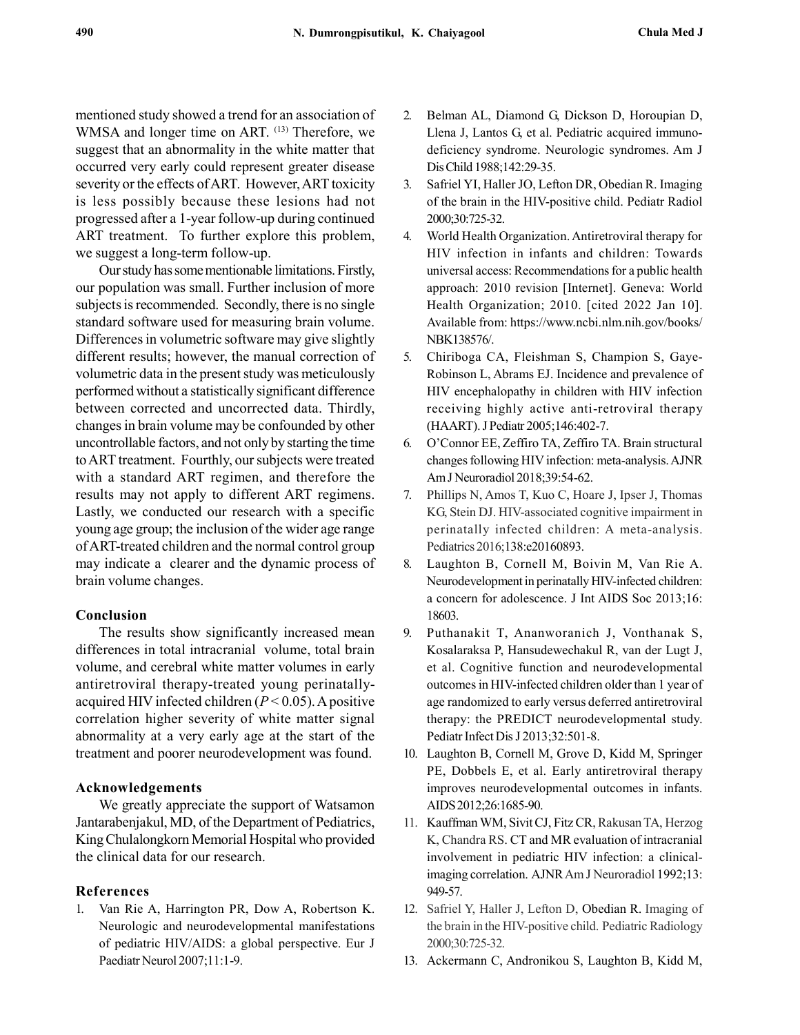mentioned study showed a trend for an association of WMSA and longer time on ART. [13] Therefore, we suggest that an abnormality in the white matter that occurred very early could represent greater disease severity or the effects of ART. However, ART toxicity is less possibly because these lesions had not progressed after a 1-year follow-up during continued ART treatment. To further explore this problem, we suggest a long-term follow-up.

Our study has some mentionable limitations. Firstly, our population was small. Further inclusion of more subjects is recommended. Secondly, there is no single standard software used for measuring brain volume. Differences in volumetric software may give slightly different results; however, the manual correction of volumetric data in the present study was meticulously performed without a statistically significant difference between corrected and uncorrected data. Thirdly, changes in brain volume may be confounded by other uncontrollable factors, and not only by starting the time to ART treatment. Fourthly, our subjects were treated with a standard ART regimen, and therefore the results may not apply to different ART regimens. Lastly, we conducted our research with a specific young age group; the inclusion of the wider age range of ART-treated children and the normal control group may indicate a clearer and the dynamic process of brain volume changes.

## Conclusion

The results show significantly increased mean differences in total intracranial volume, total brain volume, and cerebral white matter volumes in early antiretroviral therapy-treated young perinatally-acquired HIV infected children ($P < 0.05$). A positive correlation higher severity of white matter signal abnormality at a very early age at the start of the treatment and poorer neurodevelopment was found.

## Acknowledgements

We greatly appreciate the support of Watsamon Jantarabenjakul, MD, of the Department of Pediatrics, King Chulalongkorn Memorial Hospital who provided the clinical data for our research.

## References

1. Van Rie A, Harrington PR, Dow A, Robertson K. Neurologic and neurodevelopmental manifestations of pediatric HIV/AIDS: a global perspective. Eur J Paediatr Neurol 2007;11:1-9.
2. Belman AL, Diamond G, Dickson D, Horoupian D, Llena J, Lantos G, et al. Pediatric acquired immunodeficiency syndrome. Neurologic syndromes. Am J Dis Child 1988;142:29-35.
3. Safriel YI, Haller JO, Lefton DR, Obedian R. Imaging of the brain in the HIV-positive child. Pediatr Radiol 2000;30:725-32.
4. World Health Organization. Antiretroviral therapy for HIV infection in infants and children: Towards universal access: Recommendations for a public health approach: 2010 revision [Internet]. Geneva: World Health Organization; 2010. [cited 2022 Jan 10]. Available from: https://www.ncbi.nlm.nih.gov/books/NBK138576/.
5. Chiriboga CA, Fleishman S, Champion S, Gaye-Robinson L, Abrams EJ. Incidence and prevalence of HIV encephalopathy in children with HIV infection receiving highly active anti-retroviral therapy (HAART). J Pediatr 2005;146:402-7.
6. O'Connor EE, Zeffiro TA, Zeffiro TA. Brain structural changes following HIV infection: meta-analysis. AJNR Am J Neuroradiol 2018;39:54-62.
7. Phillips N, Amos T, Kuo C, Hoare J, Ipser J, Thomas KG, Stein DJ. HIV-associated cognitive impairment in perinatally infected children: A meta-analysis. Pediatrics 2016;138:e20160893.
8. Laughton B, Cornell M, Boivin M, Van Rie A. Neurodevelopment in perinatally HIV-infected children: a concern for adolescence. J Int AIDS Soc 2013;16: 18603.
9. Puthanakit T, Ananworanich J, Vonthanak S, Kosalaraksa P, Hansudewechakul R, van der Lugt J, et al. Cognitive function and neurodevelopmental outcomes in HIV-infected children older than 1 year of age randomized to early versus deferred antiretroviral therapy: the PREDICT neurodevelopmental study. Pediatr Infect Dis J 2013;32:501-8.
10. Laughton B, Cornell M, Grove D, Kidd M, Springer PE, Dobbels E, et al. Early antiretroviral therapy improves neurodevelopmental outcomes in infants. AIDS 2012;26:1685-90.
11. Kauffman WM, Sivit CJ, Fitz CR, Rakusan TA, Herzog K, Chandra RS. CT and MR evaluation of intracranial involvement in pediatric HIV infection: a clinical-imaging correlation. AJNR Am J Neuroradiol 1992;13: 949-57.
12. Safriel Y, Haller J, Lefton D, Obedian R. Imaging of the brain in the HIV-positive child. Pediatric Radiology 2000;30:725-32.
13. Ackermann C, Andronikou S, Laughton B, Kidd M,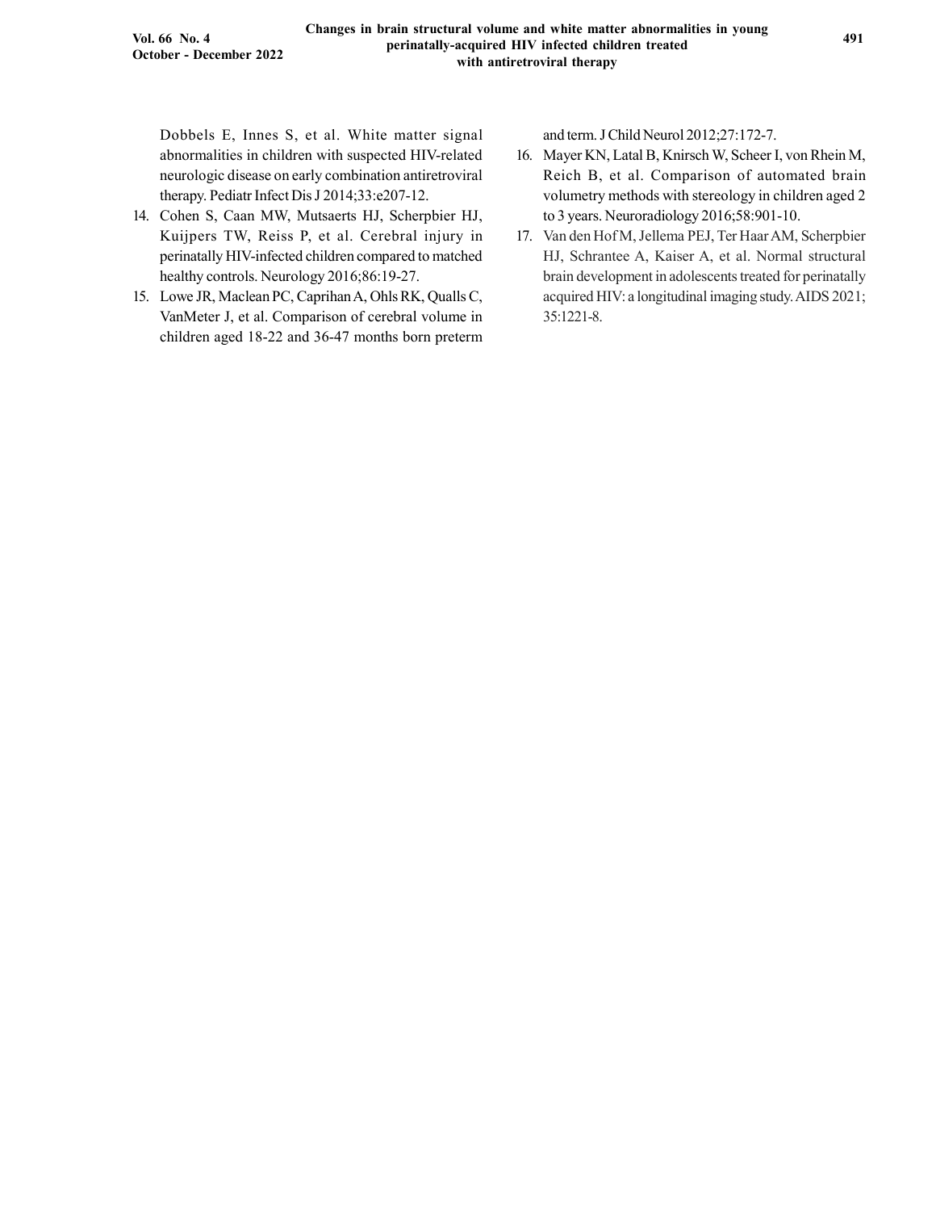Dobbels E, Innes S, et al. White matter signal abnormalities in children with suspected HIV-related neurologic disease on early combination antiretroviral therapy. Pediatr Infect Dis J 2014;33:e207-12.

14. Cohen S, Caan MW, Mutsaerts HJ, Scherpbier HJ, Kuijpers TW, Reiss P, et al. Cerebral injury in perinatally HIV-infected children compared to matched healthy controls. Neurology 2016;86:19-27.
15. Lowe JR, Maclean PC, Caprihan A, Ohls RK, Qualls C, VanMeter J, et al. Comparison of cerebral volume in children aged 18-22 and 36-47 months born preterm and term. J Child Neurol 2012;27:172-7.
16. Mayer KN, Latal B, Knirsch W, Scheer I, von Rhein M, Reich B, et al. Comparison of automated brain volumetry methods with stereology in children aged 2 to 3 years. Neuroradiology 2016;58:901-10.
17. Van den Hof M, Jellema PEJ, Ter Haar AM, Scherpbier HJ, Schrantee A, Kaiser A, et al. Normal structural brain development in adolescents treated for perinatally acquired HIV: a longitudinal imaging study. AIDS 2021; 35:1221-8.